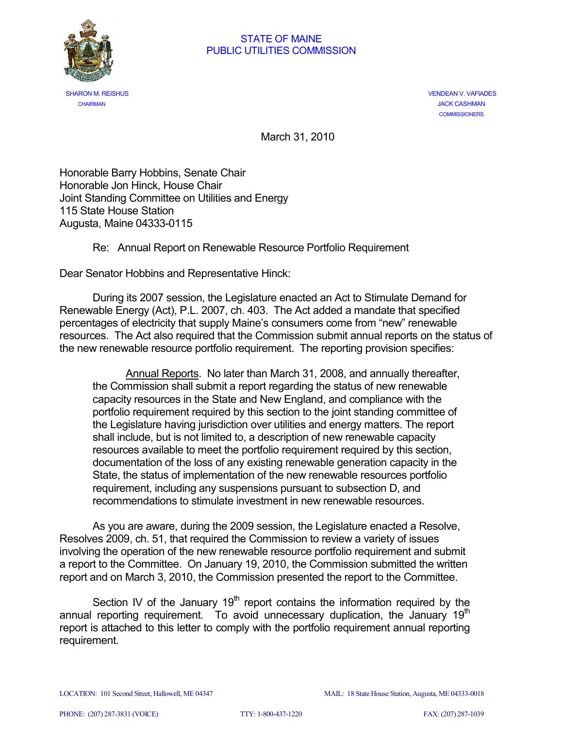STATE OF MAINE
PUBLIC UTILITIES COMMISSION

SHARON M. REISHUS
CHAIRMAN

VENDEAN V. VAFIADES
JACK CASHMAN
COMMISSIONERS

March 31, 2010

Honorable Barry Hobbins, Senate Chair
Honorable Jon Hinck, House Chair
Joint Standing Committee on Utilities and Energy
115 State House Station
Augusta, Maine 04333-0115

Re: Annual Report on Renewable Resource Portfolio Requirement

Dear Senator Hobbins and Representative Hinck:

During its 2007 session, the Legislature enacted an Act to Stimulate Demand for Renewable Energy (Act), P.L. 2007, ch. 403. The Act added a mandate that specified percentages of electricity that supply Maine's consumers come from "new" renewable resources. The Act also required that the Commission submit annual reports on the status of the new renewable resource portfolio requirement. The reporting provision specifies:

> Annual Reports. No later than March 31, 2008, and annually thereafter, the Commission shall submit a report regarding the status of new renewable capacity resources in the State and New England, and compliance with the portfolio requirement required by this section to the joint standing committee of the Legislature having jurisdiction over utilities and energy matters. The report shall include, but is not limited to, a description of new renewable capacity resources available to meet the portfolio requirement required by this section, documentation of the loss of any existing renewable generation capacity in the State, the status of implementation of the new renewable resources portfolio requirement, including any suspensions pursuant to subsection D, and recommendations to stimulate investment in new renewable resources.

As you are aware, during the 2009 session, the Legislature enacted a Resolve, Resolves 2009, ch. 51, that required the Commission to review a variety of issues involving the operation of the new renewable resource portfolio requirement and submit a report to the Committee. On January 19, 2010, the Commission submitted the written report and on March 3, 2010, the Commission presented the report to the Committee.

Section IV of the January 19th report contains the information required by the annual reporting requirement. To avoid unnecessary duplication, the January 19th report is attached to this letter to comply with the portfolio requirement annual reporting requirement.

LOCATION: 101 Second Street, Hallowell, ME 04347 MAIL: 18 State House Station, Augusta, ME 04333-0018

PHONE: (207) 287-3831 (VOICE) TTY: 1-800-437-1220 FAX: (207) 287-1039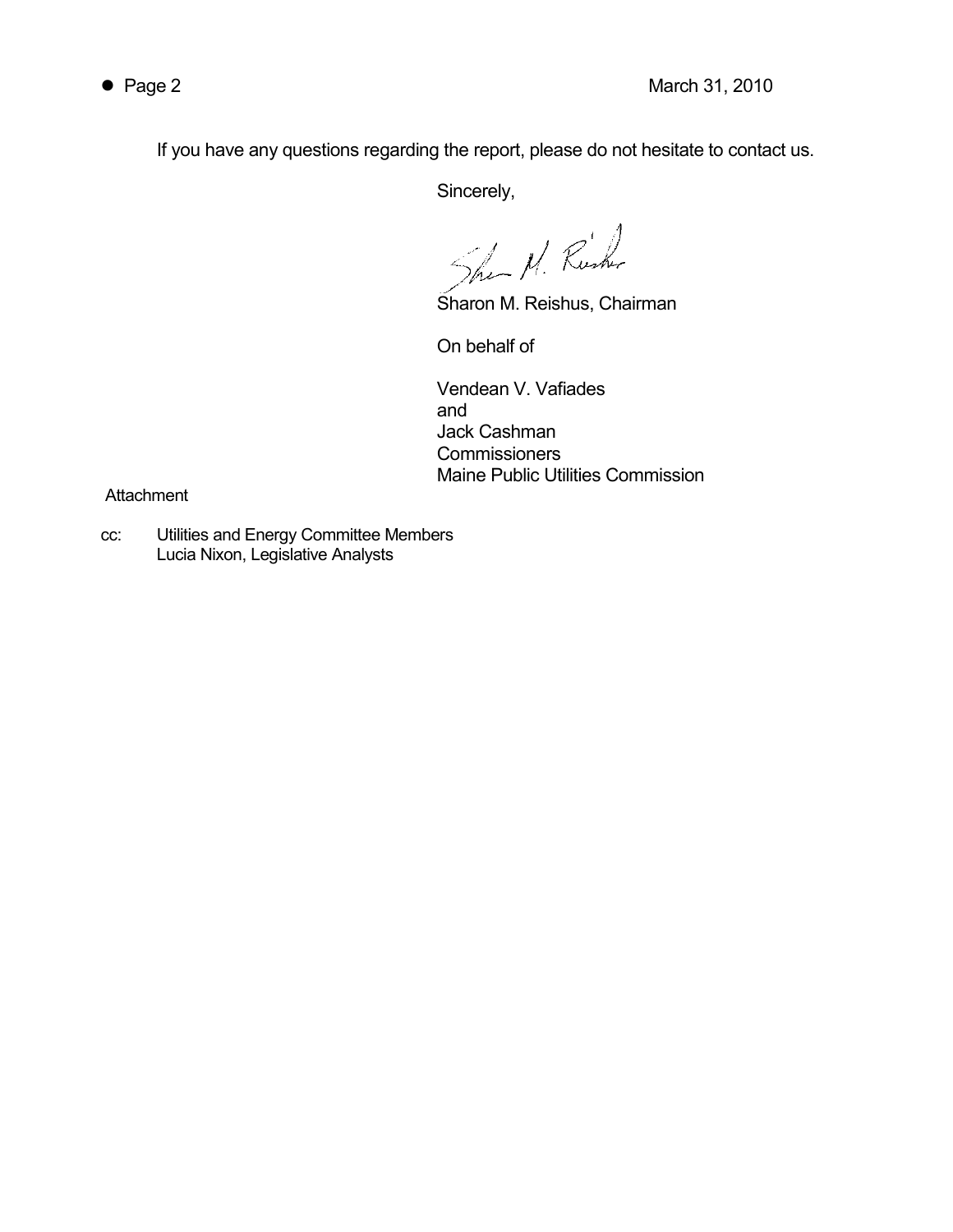If you have any questions regarding the report, please do not hesitate to contact us.

Sincerely,

Sharon M. Reishus, Chairman

On behalf of

Vendean V. Vafiades
and
Jack Cashman
Commissioners
Maine Public Utilities Commission

Attachment

cc: Utilities and Energy Committee Members
Lucia Nixon, Legislative Analysts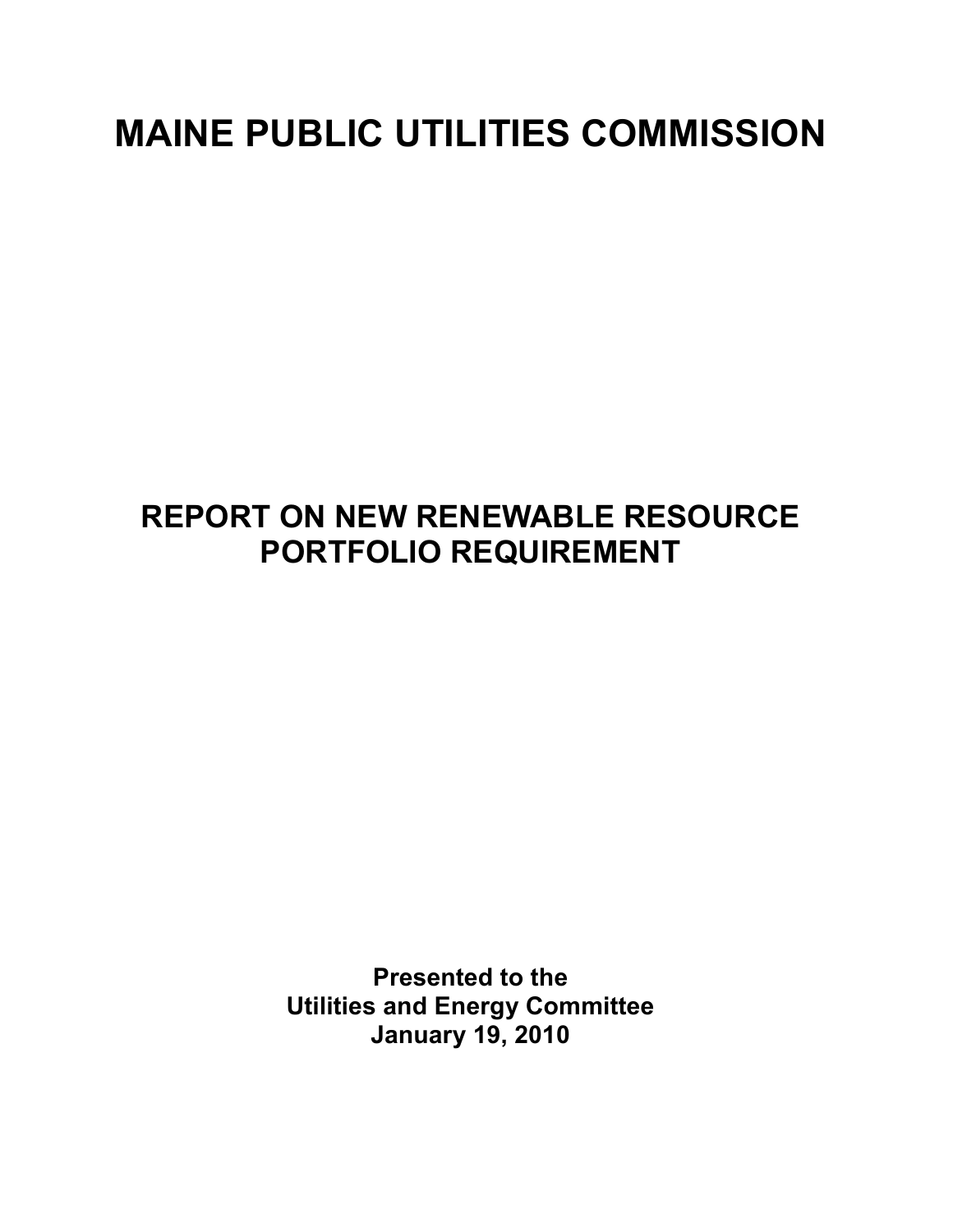# MAINE PUBLIC UTILITIES COMMISSION

## REPORT ON NEW RENEWABLE RESOURCE PORTFOLIO REQUIREMENT

**Presented to the**
**Utilities and Energy Committee**
**January 19, 2010**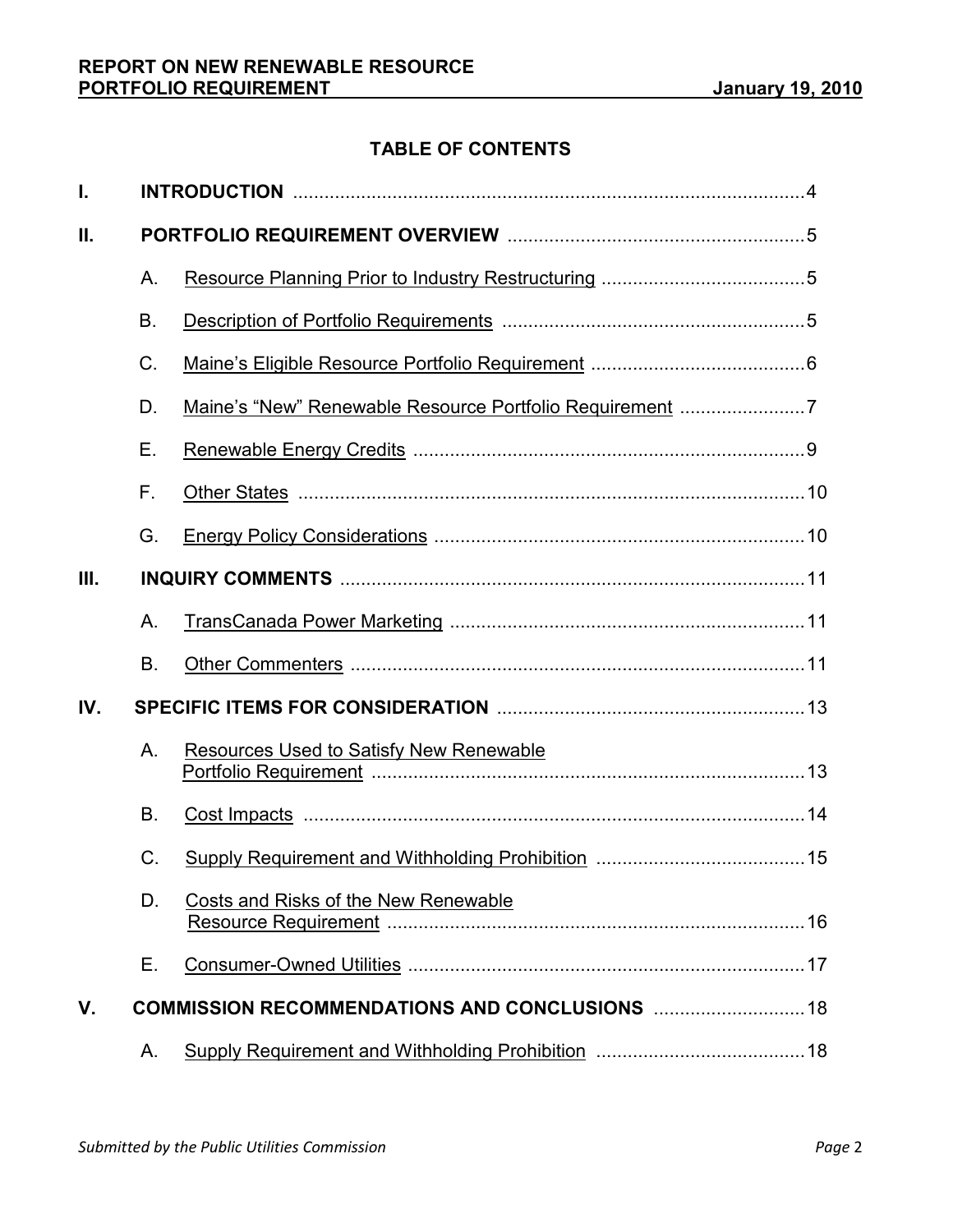## TABLE OF CONTENTS

| | | | |
|---|---|---|---|
| **I.** | **INTRODUCTION** | | 4 |
| **II.** | **PORTFOLIO REQUIREMENT OVERVIEW** | | 5 |
| | A. | Resource Planning Prior to Industry Restructuring | 5 |
| | B. | Description of Portfolio Requirements | 5 |
| | C. | Maine's Eligible Resource Portfolio Requirement | 6 |
| | D. | Maine's "New" Renewable Resource Portfolio Requirement | 7 |
| | E. | Renewable Energy Credits | 9 |
| | F. | Other States | 10 |
| | G. | Energy Policy Considerations | 10 |
| **III.** | **INQUIRY COMMENTS** | | 11 |
| | A. | TransCanada Power Marketing | 11 |
| | B. | Other Commenters | 11 |
| **IV.** | **SPECIFIC ITEMS FOR CONSIDERATION** | | 13 |
| | A. | Resources Used to Satisfy New Renewable Portfolio Requirement | 13 |
| | B. | Cost Impacts | 14 |
| | C. | Supply Requirement and Withholding Prohibition | 15 |
| | D. | Costs and Risks of the New Renewable Resource Requirement | 16 |
| | E. | Consumer-Owned Utilities | 17 |
| **V.** | **COMMISSION RECOMMENDATIONS AND CONCLUSIONS** | | 18 |
| | A. | Supply Requirement and Withholding Prohibition | 18 |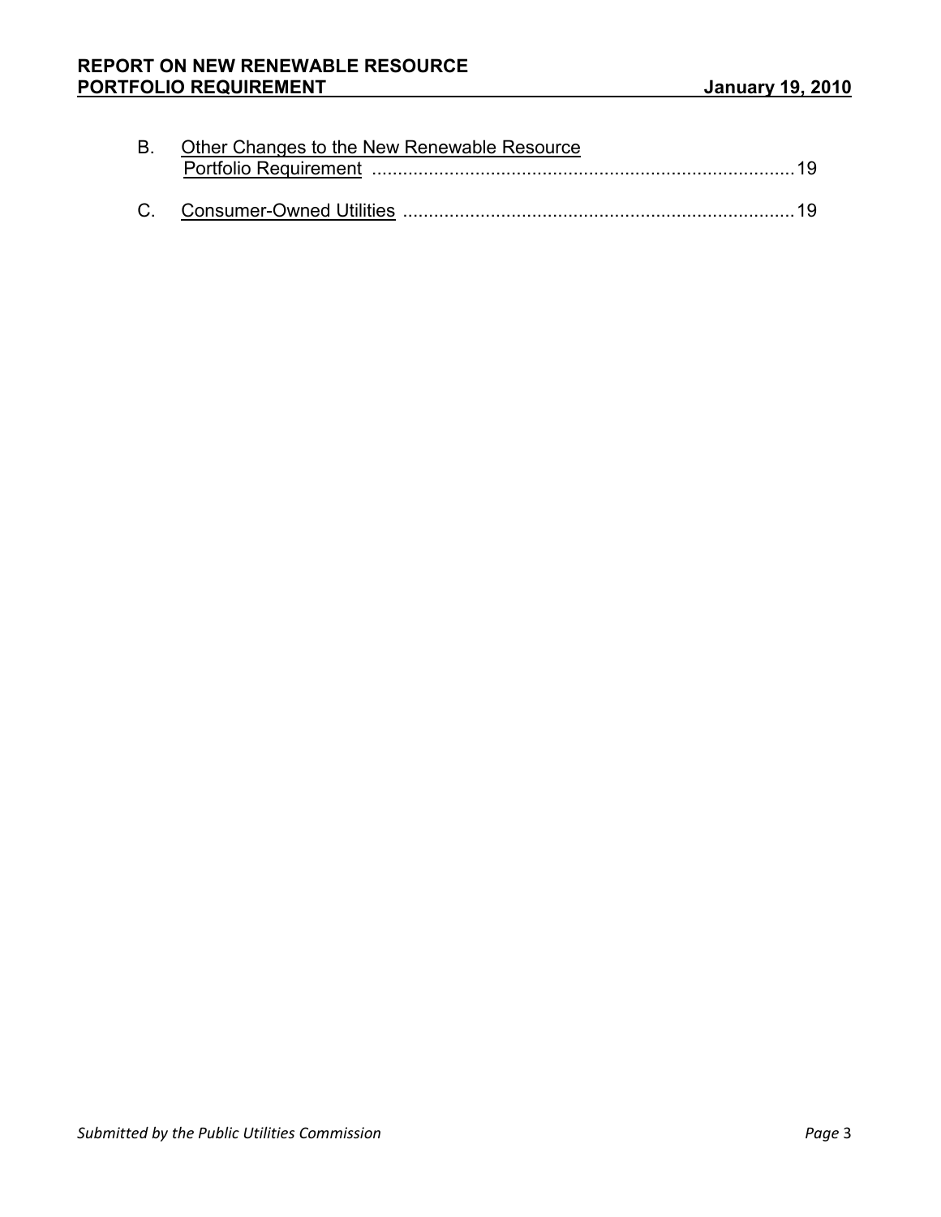B. Other Changes to the New Renewable Resource Portfolio Requirement ..................................................................................19

C. Consumer-Owned Utilities ............................................................................19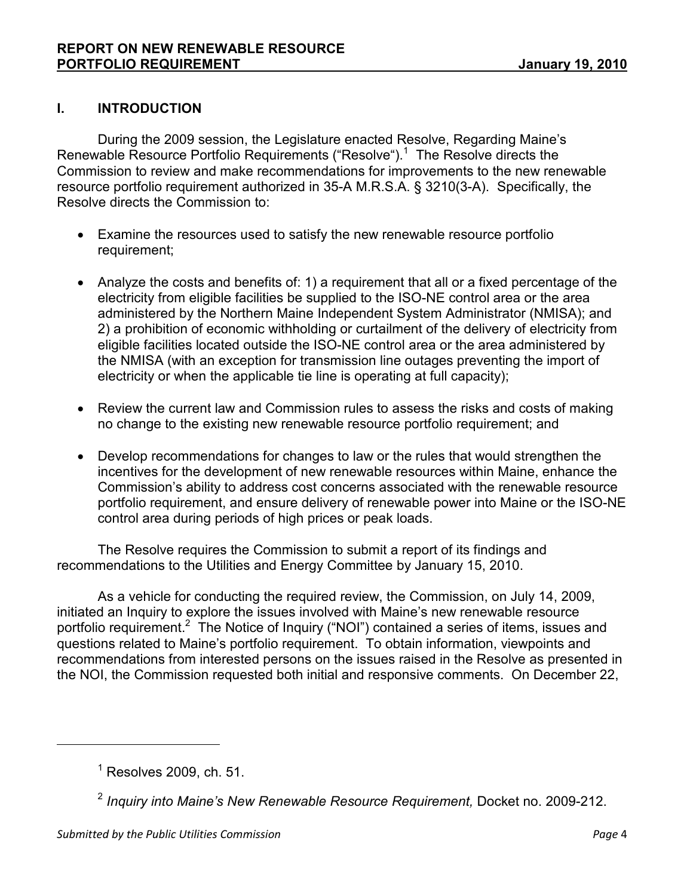## I. INTRODUCTION

During the 2009 session, the Legislature enacted Resolve, Regarding Maine's Renewable Resource Portfolio Requirements ("Resolve").[1] The Resolve directs the Commission to review and make recommendations for improvements to the new renewable resource portfolio requirement authorized in 35-A M.R.S.A. § 3210(3-A). Specifically, the Resolve directs the Commission to:

- Examine the resources used to satisfy the new renewable resource portfolio requirement;
- Analyze the costs and benefits of: 1) a requirement that all or a fixed percentage of the electricity from eligible facilities be supplied to the ISO-NE control area or the area administered by the Northern Maine Independent System Administrator (NMISA); and 2) a prohibition of economic withholding or curtailment of the delivery of electricity from eligible facilities located outside the ISO-NE control area or the area administered by the NMISA (with an exception for transmission line outages preventing the import of electricity or when the applicable tie line is operating at full capacity);
- Review the current law and Commission rules to assess the risks and costs of making no change to the existing new renewable resource portfolio requirement; and
- Develop recommendations for changes to law or the rules that would strengthen the incentives for the development of new renewable resources within Maine, enhance the Commission's ability to address cost concerns associated with the renewable resource portfolio requirement, and ensure delivery of renewable power into Maine or the ISO-NE control area during periods of high prices or peak loads.

The Resolve requires the Commission to submit a report of its findings and recommendations to the Utilities and Energy Committee by January 15, 2010.

As a vehicle for conducting the required review, the Commission, on July 14, 2009, initiated an Inquiry to explore the issues involved with Maine's new renewable resource portfolio requirement.[2] The Notice of Inquiry ("NOI") contained a series of items, issues and questions related to Maine's portfolio requirement. To obtain information, viewpoints and recommendations from interested persons on the issues raised in the Resolve as presented in the NOI, the Commission requested both initial and responsive comments. On December 22,

---

[1] Resolves 2009, ch. 51.

[2] *Inquiry into Maine's New Renewable Resource Requirement,* Docket no. 2009-212.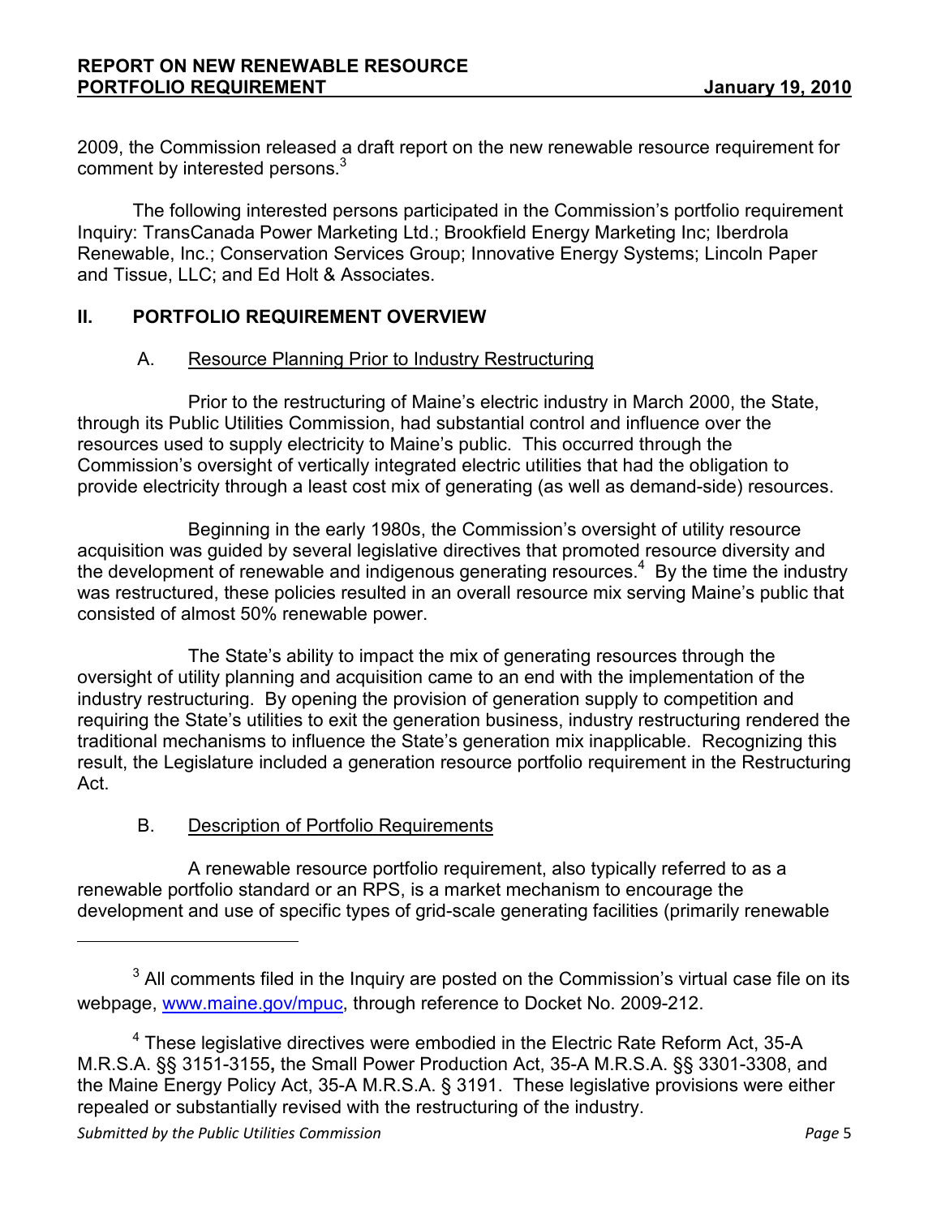2009, the Commission released a draft report on the new renewable resource requirement for comment by interested persons.[3]

The following interested persons participated in the Commission's portfolio requirement Inquiry: TransCanada Power Marketing Ltd.; Brookfield Energy Marketing Inc; Iberdrola Renewable, Inc.; Conservation Services Group; Innovative Energy Systems; Lincoln Paper and Tissue, LLC; and Ed Holt & Associates.

## II. PORTFOLIO REQUIREMENT OVERVIEW

### A. Resource Planning Prior to Industry Restructuring

Prior to the restructuring of Maine's electric industry in March 2000, the State, through its Public Utilities Commission, had substantial control and influence over the resources used to supply electricity to Maine's public. This occurred through the Commission's oversight of vertically integrated electric utilities that had the obligation to provide electricity through a least cost mix of generating (as well as demand-side) resources.

Beginning in the early 1980s, the Commission's oversight of utility resource acquisition was guided by several legislative directives that promoted resource diversity and the development of renewable and indigenous generating resources.[4] By the time the industry was restructured, these policies resulted in an overall resource mix serving Maine's public that consisted of almost 50% renewable power.

The State's ability to impact the mix of generating resources through the oversight of utility planning and acquisition came to an end with the implementation of the industry restructuring. By opening the provision of generation supply to competition and requiring the State's utilities to exit the generation business, industry restructuring rendered the traditional mechanisms to influence the State's generation mix inapplicable. Recognizing this result, the Legislature included a generation resource portfolio requirement in the Restructuring Act.

### B. Description of Portfolio Requirements

A renewable resource portfolio requirement, also typically referred to as a renewable portfolio standard or an RPS, is a market mechanism to encourage the development and use of specific types of grid-scale generating facilities (primarily renewable

---

[3] All comments filed in the Inquiry are posted on the Commission's virtual case file on its webpage, www.maine.gov/mpuc, through reference to Docket No. 2009-212.

[4] These legislative directives were embodied in the Electric Rate Reform Act, 35-A M.R.S.A. §§ 3151-3155**,** the Small Power Production Act, 35-A M.R.S.A. §§ 3301-3308, and the Maine Energy Policy Act, 35-A M.R.S.A. § 3191. These legislative provisions were either repealed or substantially revised with the restructuring of the industry.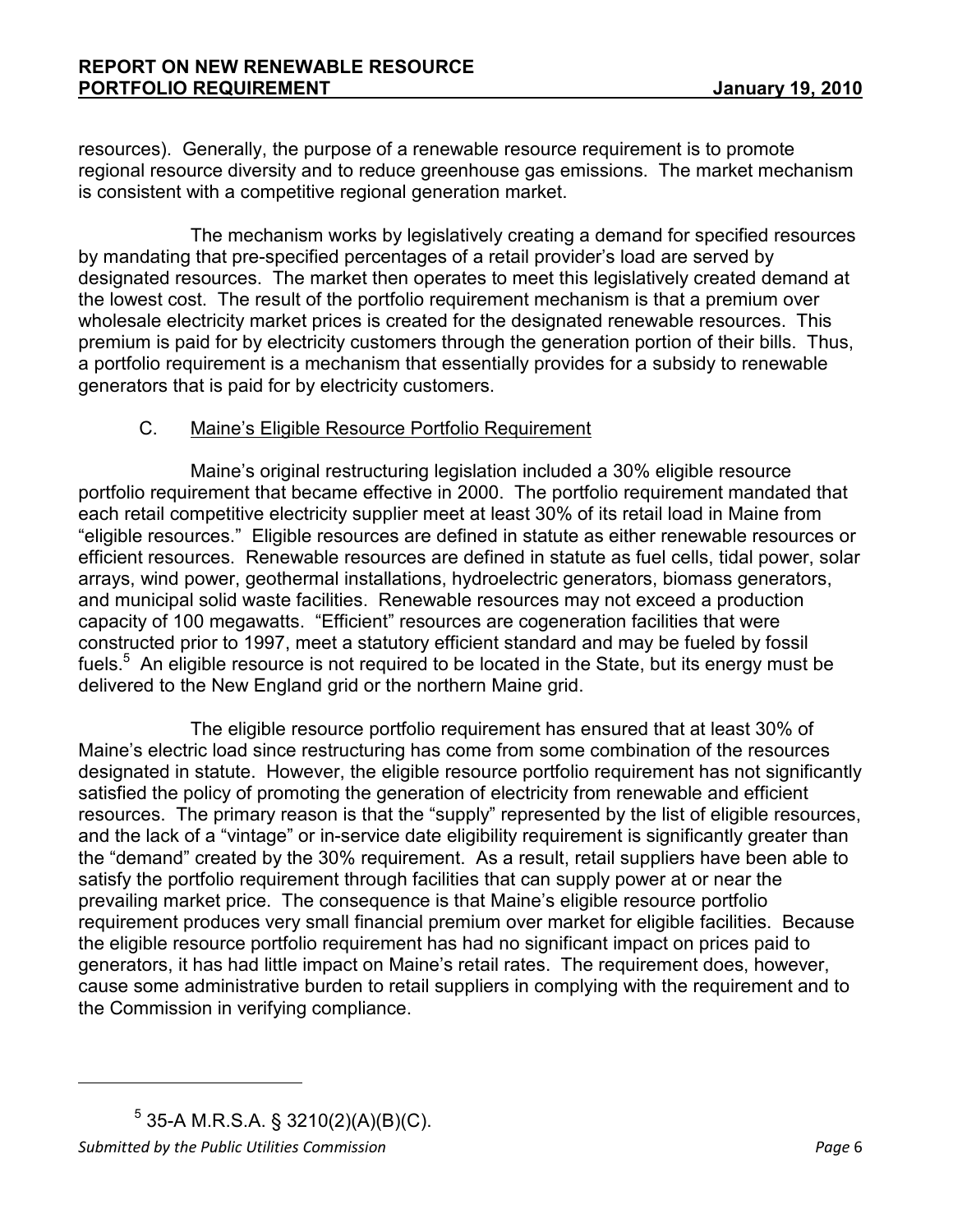resources). Generally, the purpose of a renewable resource requirement is to promote regional resource diversity and to reduce greenhouse gas emissions. The market mechanism is consistent with a competitive regional generation market.

The mechanism works by legislatively creating a demand for specified resources by mandating that pre-specified percentages of a retail provider's load are served by designated resources. The market then operates to meet this legislatively created demand at the lowest cost. The result of the portfolio requirement mechanism is that a premium over wholesale electricity market prices is created for the designated renewable resources. This premium is paid for by electricity customers through the generation portion of their bills. Thus, a portfolio requirement is a mechanism that essentially provides for a subsidy to renewable generators that is paid for by electricity customers.

### C. Maine's Eligible Resource Portfolio Requirement

Maine's original restructuring legislation included a 30% eligible resource portfolio requirement that became effective in 2000. The portfolio requirement mandated that each retail competitive electricity supplier meet at least 30% of its retail load in Maine from "eligible resources." Eligible resources are defined in statute as either renewable resources or efficient resources. Renewable resources are defined in statute as fuel cells, tidal power, solar arrays, wind power, geothermal installations, hydroelectric generators, biomass generators, and municipal solid waste facilities. Renewable resources may not exceed a production capacity of 100 megawatts. "Efficient" resources are cogeneration facilities that were constructed prior to 1997, meet a statutory efficient standard and may be fueled by fossil fuels.[5] An eligible resource is not required to be located in the State, but its energy must be delivered to the New England grid or the northern Maine grid.

The eligible resource portfolio requirement has ensured that at least 30% of Maine's electric load since restructuring has come from some combination of the resources designated in statute. However, the eligible resource portfolio requirement has not significantly satisfied the policy of promoting the generation of electricity from renewable and efficient resources. The primary reason is that the "supply" represented by the list of eligible resources, and the lack of a "vintage" or in-service date eligibility requirement is significantly greater than the "demand" created by the 30% requirement. As a result, retail suppliers have been able to satisfy the portfolio requirement through facilities that can supply power at or near the prevailing market price. The consequence is that Maine's eligible resource portfolio requirement produces very small financial premium over market for eligible facilities. Because the eligible resource portfolio requirement has had no significant impact on prices paid to generators, it has had little impact on Maine's retail rates. The requirement does, however, cause some administrative burden to retail suppliers in complying with the requirement and to the Commission in verifying compliance.

[5] 35-A M.R.S.A. § 3210(2)(A)(B)(C).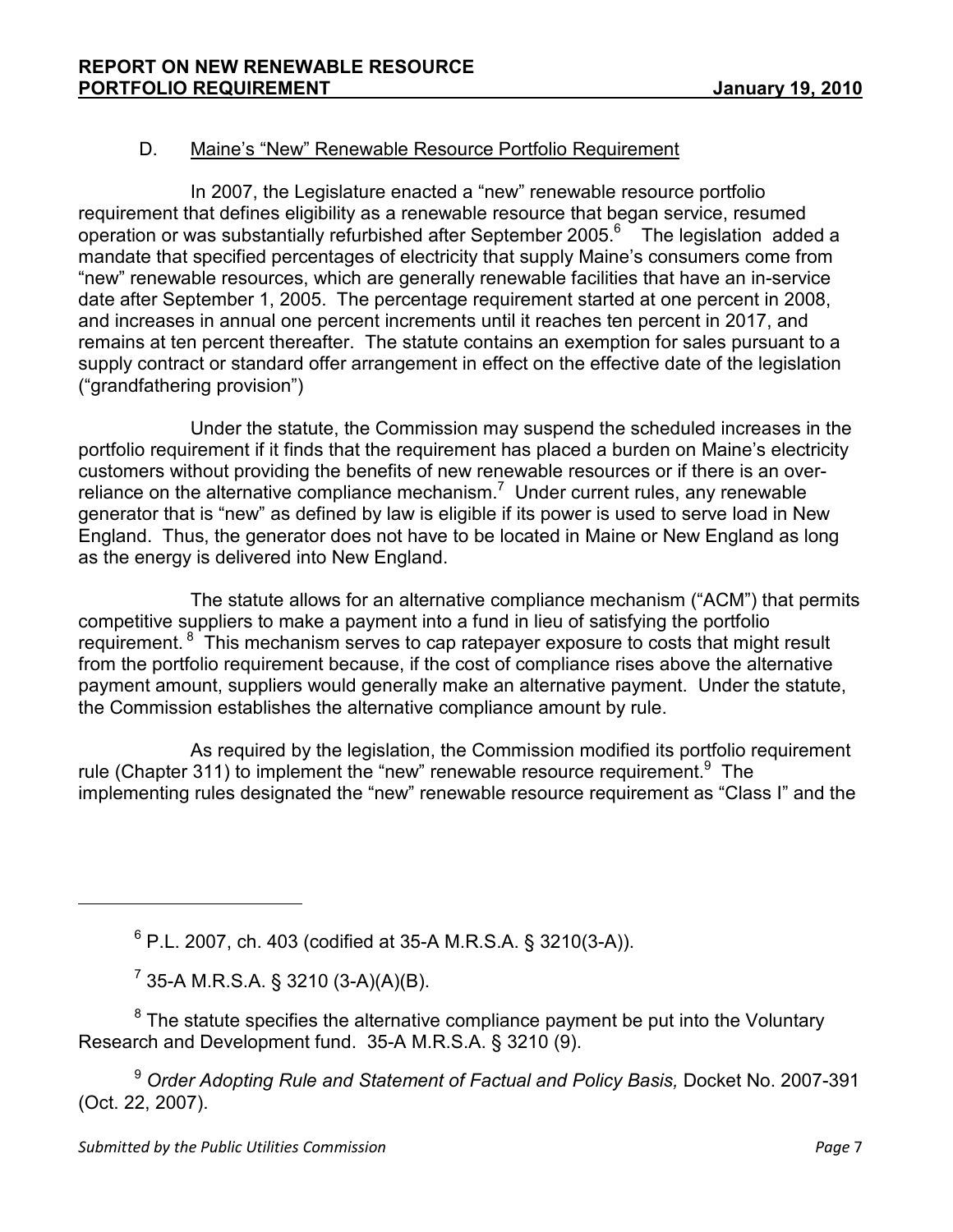### D. Maine's "New" Renewable Resource Portfolio Requirement

In 2007, the Legislature enacted a "new" renewable resource portfolio requirement that defines eligibility as a renewable resource that began service, resumed operation or was substantially refurbished after September 2005.[6] The legislation added a mandate that specified percentages of electricity that supply Maine's consumers come from "new" renewable resources, which are generally renewable facilities that have an in-service date after September 1, 2005. The percentage requirement started at one percent in 2008, and increases in annual one percent increments until it reaches ten percent in 2017, and remains at ten percent thereafter. The statute contains an exemption for sales pursuant to a supply contract or standard offer arrangement in effect on the effective date of the legislation ("grandfathering provision")

Under the statute, the Commission may suspend the scheduled increases in the portfolio requirement if it finds that the requirement has placed a burden on Maine's electricity customers without providing the benefits of new renewable resources or if there is an over-reliance on the alternative compliance mechanism.[7] Under current rules, any renewable generator that is "new" as defined by law is eligible if its power is used to serve load in New England. Thus, the generator does not have to be located in Maine or New England as long as the energy is delivered into New England.

The statute allows for an alternative compliance mechanism ("ACM") that permits competitive suppliers to make a payment into a fund in lieu of satisfying the portfolio requirement.[8] This mechanism serves to cap ratepayer exposure to costs that might result from the portfolio requirement because, if the cost of compliance rises above the alternative payment amount, suppliers would generally make an alternative payment. Under the statute, the Commission establishes the alternative compliance amount by rule.

As required by the legislation, the Commission modified its portfolio requirement rule (Chapter 311) to implement the "new" renewable resource requirement.[9] The implementing rules designated the "new" renewable resource requirement as "Class I" and the

---

[6] P.L. 2007, ch. 403 (codified at 35-A M.R.S.A. § 3210(3-A)).

[7] 35-A M.R.S.A. § 3210 (3-A)(A)(B).

[8] The statute specifies the alternative compliance payment be put into the Voluntary Research and Development fund. 35-A M.R.S.A. § 3210 (9).

[9] *Order Adopting Rule and Statement of Factual and Policy Basis,* Docket No. 2007-391 (Oct. 22, 2007).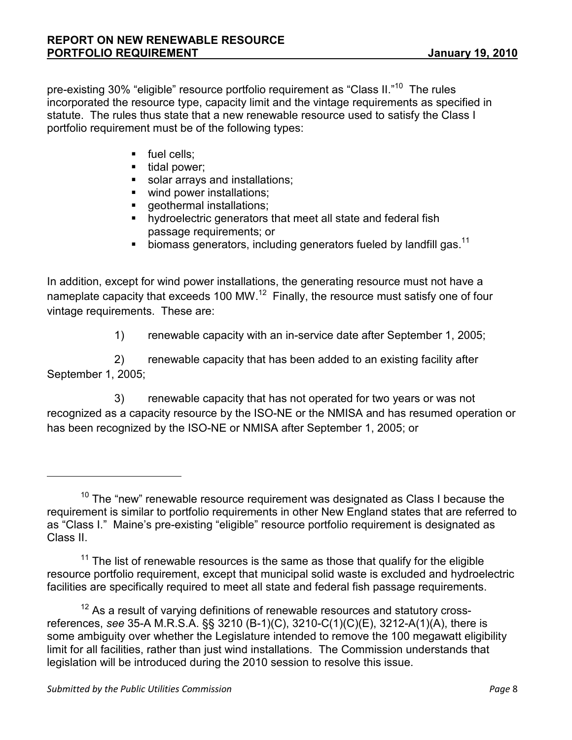pre-existing 30% "eligible" resource portfolio requirement as "Class II."[10] The rules incorporated the resource type, capacity limit and the vintage requirements as specified in statute. The rules thus state that a new renewable resource used to satisfy the Class I portfolio requirement must be of the following types:

- fuel cells;
- tidal power;
- solar arrays and installations;
- wind power installations;
- geothermal installations;
- hydroelectric generators that meet all state and federal fish passage requirements; or
- biomass generators, including generators fueled by landfill gas.[11]

In addition, except for wind power installations, the generating resource must not have a nameplate capacity that exceeds 100 MW.[12] Finally, the resource must satisfy one of four vintage requirements. These are:

1) renewable capacity with an in-service date after September 1, 2005;

2) renewable capacity that has been added to an existing facility after September 1, 2005;

3) renewable capacity that has not operated for two years or was not recognized as a capacity resource by the ISO-NE or the NMISA and has resumed operation or has been recognized by the ISO-NE or NMISA after September 1, 2005; or

---

[10] The "new" renewable resource requirement was designated as Class I because the requirement is similar to portfolio requirements in other New England states that are referred to as "Class I." Maine's pre-existing "eligible" resource portfolio requirement is designated as Class II.

[11] The list of renewable resources is the same as those that qualify for the eligible resource portfolio requirement, except that municipal solid waste is excluded and hydroelectric facilities are specifically required to meet all state and federal fish passage requirements.

[12] As a result of varying definitions of renewable resources and statutory cross-references, *see* 35-A M.R.S.A. §§ 3210 (B-1)(C), 3210-C(1)(C)(E), 3212-A(1)(A), there is some ambiguity over whether the Legislature intended to remove the 100 megawatt eligibility limit for all facilities, rather than just wind installations. The Commission understands that legislation will be introduced during the 2010 session to resolve this issue.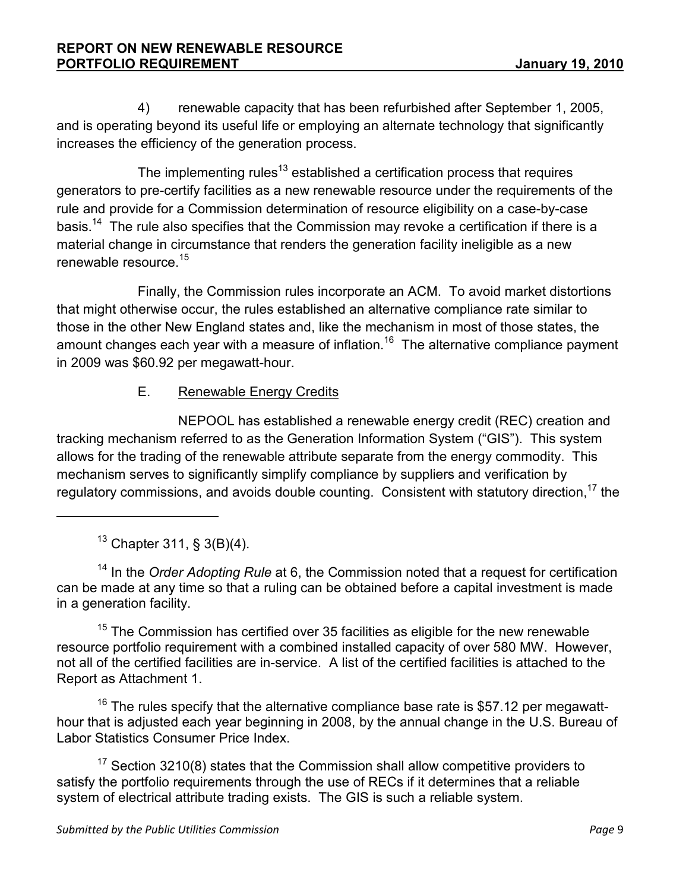4) renewable capacity that has been refurbished after September 1, 2005, and is operating beyond its useful life or employing an alternate technology that significantly increases the efficiency of the generation process.

The implementing rules[13] established a certification process that requires generators to pre-certify facilities as a new renewable resource under the requirements of the rule and provide for a Commission determination of resource eligibility on a case-by-case basis.[14] The rule also specifies that the Commission may revoke a certification if there is a material change in circumstance that renders the generation facility ineligible as a new renewable resource.[15]

Finally, the Commission rules incorporate an ACM. To avoid market distortions that might otherwise occur, the rules established an alternative compliance rate similar to those in the other New England states and, like the mechanism in most of those states, the amount changes each year with a measure of inflation.[16] The alternative compliance payment in 2009 was $60.92 per megawatt-hour.

### E. Renewable Energy Credits

NEPOOL has established a renewable energy credit (REC) creation and tracking mechanism referred to as the Generation Information System ("GIS"). This system allows for the trading of the renewable attribute separate from the energy commodity. This mechanism serves to significantly simplify compliance by suppliers and verification by regulatory commissions, and avoids double counting. Consistent with statutory direction,[17] the

---

[13] Chapter 311, § 3(B)(4).

[14] In the *Order Adopting Rule* at 6, the Commission noted that a request for certification can be made at any time so that a ruling can be obtained before a capital investment is made in a generation facility.

[15] The Commission has certified over 35 facilities as eligible for the new renewable resource portfolio requirement with a combined installed capacity of over 580 MW. However, not all of the certified facilities are in-service. A list of the certified facilities is attached to the Report as Attachment 1.

[16] The rules specify that the alternative compliance base rate is $57.12 per megawatt-hour that is adjusted each year beginning in 2008, by the annual change in the U.S. Bureau of Labor Statistics Consumer Price Index.

[17] Section 3210(8) states that the Commission shall allow competitive providers to satisfy the portfolio requirements through the use of RECs if it determines that a reliable system of electrical attribute trading exists. The GIS is such a reliable system.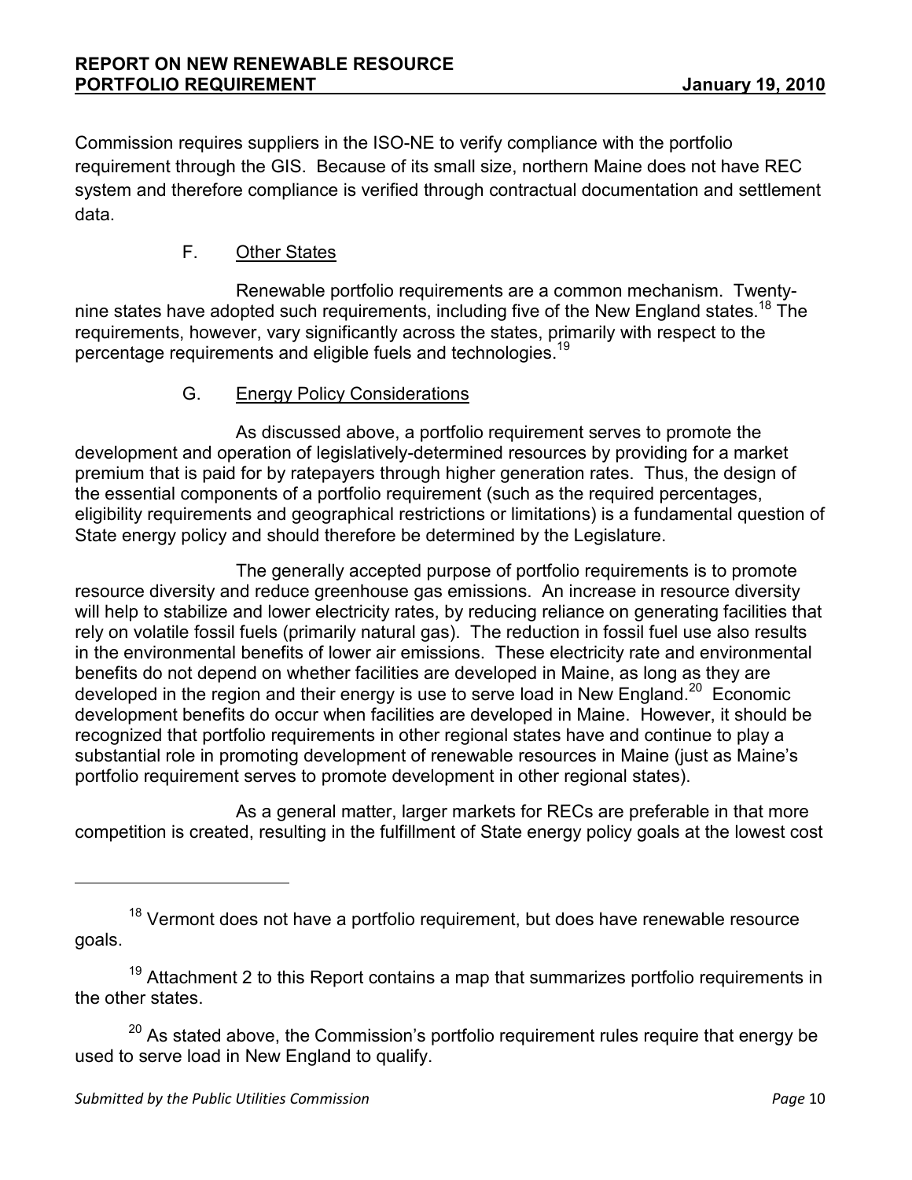Commission requires suppliers in the ISO-NE to verify compliance with the portfolio requirement through the GIS. Because of its small size, northern Maine does not have REC system and therefore compliance is verified through contractual documentation and settlement data.

### F. Other States

Renewable portfolio requirements are a common mechanism. Twenty-nine states have adopted such requirements, including five of the New England states.[18] The requirements, however, vary significantly across the states, primarily with respect to the percentage requirements and eligible fuels and technologies.[19]

### G. Energy Policy Considerations

As discussed above, a portfolio requirement serves to promote the development and operation of legislatively-determined resources by providing for a market premium that is paid for by ratepayers through higher generation rates. Thus, the design of the essential components of a portfolio requirement (such as the required percentages, eligibility requirements and geographical restrictions or limitations) is a fundamental question of State energy policy and should therefore be determined by the Legislature.

The generally accepted purpose of portfolio requirements is to promote resource diversity and reduce greenhouse gas emissions. An increase in resource diversity will help to stabilize and lower electricity rates, by reducing reliance on generating facilities that rely on volatile fossil fuels (primarily natural gas). The reduction in fossil fuel use also results in the environmental benefits of lower air emissions. These electricity rate and environmental benefits do not depend on whether facilities are developed in Maine, as long as they are developed in the region and their energy is use to serve load in New England.[20] Economic development benefits do occur when facilities are developed in Maine. However, it should be recognized that portfolio requirements in other regional states have and continue to play a substantial role in promoting development of renewable resources in Maine (just as Maine's portfolio requirement serves to promote development in other regional states).

As a general matter, larger markets for RECs are preferable in that more competition is created, resulting in the fulfillment of State energy policy goals at the lowest cost

---

[18] Vermont does not have a portfolio requirement, but does have renewable resource goals.

[19] Attachment 2 to this Report contains a map that summarizes portfolio requirements in the other states.

[20] As stated above, the Commission's portfolio requirement rules require that energy be used to serve load in New England to qualify.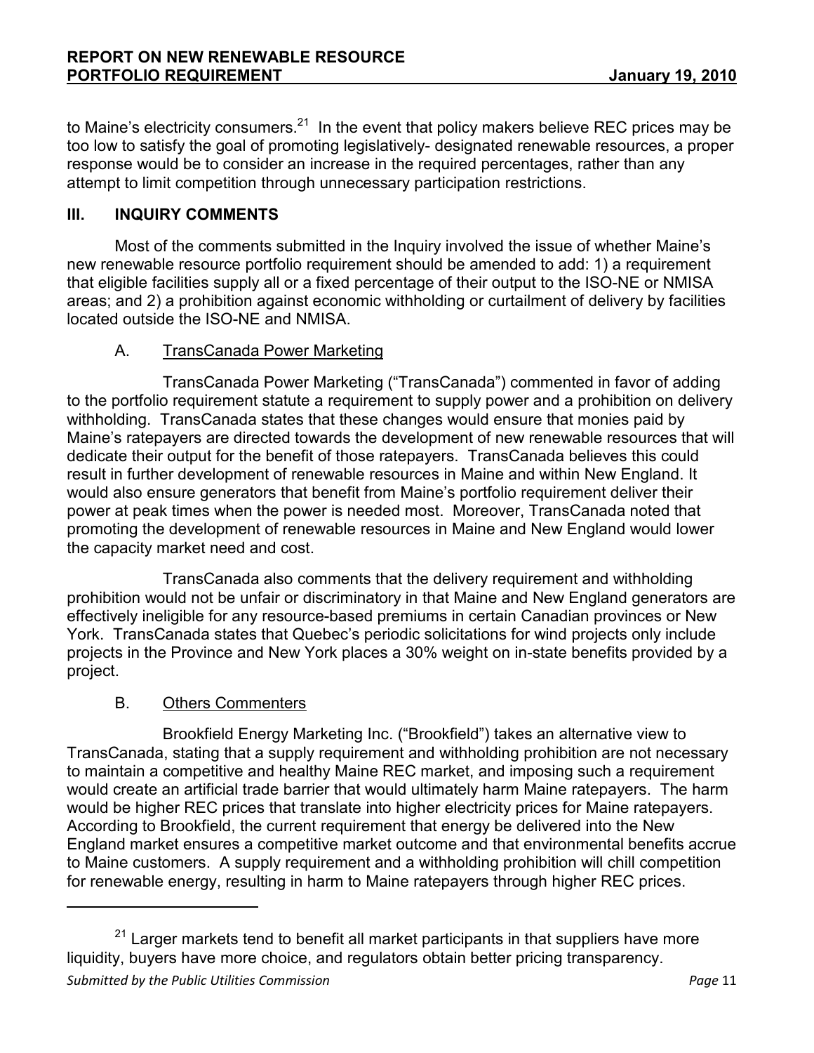to Maine's electricity consumers.[21] In the event that policy makers believe REC prices may be too low to satisfy the goal of promoting legislatively- designated renewable resources, a proper response would be to consider an increase in the required percentages, rather than any attempt to limit competition through unnecessary participation restrictions.

## III. INQUIRY COMMENTS

Most of the comments submitted in the Inquiry involved the issue of whether Maine's new renewable resource portfolio requirement should be amended to add: 1) a requirement that eligible facilities supply all or a fixed percentage of their output to the ISO-NE or NMISA areas; and 2) a prohibition against economic withholding or curtailment of delivery by facilities located outside the ISO-NE and NMISA.

### A. TransCanada Power Marketing

TransCanada Power Marketing ("TransCanada") commented in favor of adding to the portfolio requirement statute a requirement to supply power and a prohibition on delivery withholding. TransCanada states that these changes would ensure that monies paid by Maine's ratepayers are directed towards the development of new renewable resources that will dedicate their output for the benefit of those ratepayers. TransCanada believes this could result in further development of renewable resources in Maine and within New England. It would also ensure generators that benefit from Maine's portfolio requirement deliver their power at peak times when the power is needed most. Moreover, TransCanada noted that promoting the development of renewable resources in Maine and New England would lower the capacity market need and cost.

TransCanada also comments that the delivery requirement and withholding prohibition would not be unfair or discriminatory in that Maine and New England generators are effectively ineligible for any resource-based premiums in certain Canadian provinces or New York. TransCanada states that Quebec's periodic solicitations for wind projects only include projects in the Province and New York places a 30% weight on in-state benefits provided by a project.

### B. Others Commenters

Brookfield Energy Marketing Inc. ("Brookfield") takes an alternative view to TransCanada, stating that a supply requirement and withholding prohibition are not necessary to maintain a competitive and healthy Maine REC market, and imposing such a requirement would create an artificial trade barrier that would ultimately harm Maine ratepayers. The harm would be higher REC prices that translate into higher electricity prices for Maine ratepayers. According to Brookfield, the current requirement that energy be delivered into the New England market ensures a competitive market outcome and that environmental benefits accrue to Maine customers. A supply requirement and a withholding prohibition will chill competition for renewable energy, resulting in harm to Maine ratepayers through higher REC prices.

---

[21] Larger markets tend to benefit all market participants in that suppliers have more liquidity, buyers have more choice, and regulators obtain better pricing transparency.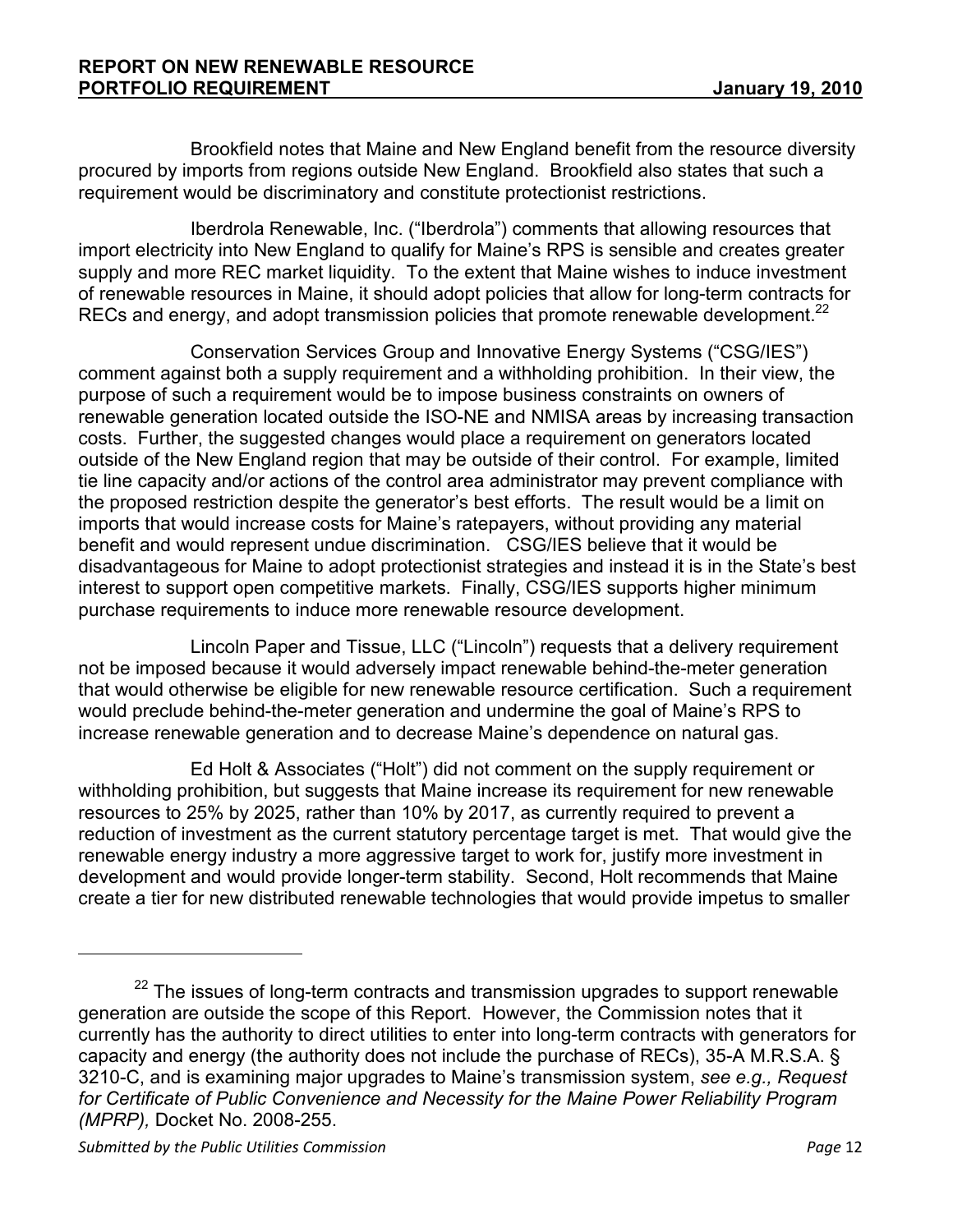Brookfield notes that Maine and New England benefit from the resource diversity procured by imports from regions outside New England. Brookfield also states that such a requirement would be discriminatory and constitute protectionist restrictions.

Iberdrola Renewable, Inc. ("Iberdrola") comments that allowing resources that import electricity into New England to qualify for Maine's RPS is sensible and creates greater supply and more REC market liquidity. To the extent that Maine wishes to induce investment of renewable resources in Maine, it should adopt policies that allow for long-term contracts for RECs and energy, and adopt transmission policies that promote renewable development.[22]

Conservation Services Group and Innovative Energy Systems ("CSG/IES") comment against both a supply requirement and a withholding prohibition. In their view, the purpose of such a requirement would be to impose business constraints on owners of renewable generation located outside the ISO-NE and NMISA areas by increasing transaction costs. Further, the suggested changes would place a requirement on generators located outside of the New England region that may be outside of their control. For example, limited tie line capacity and/or actions of the control area administrator may prevent compliance with the proposed restriction despite the generator's best efforts. The result would be a limit on imports that would increase costs for Maine's ratepayers, without providing any material benefit and would represent undue discrimination. CSG/IES believe that it would be disadvantageous for Maine to adopt protectionist strategies and instead it is in the State's best interest to support open competitive markets. Finally, CSG/IES supports higher minimum purchase requirements to induce more renewable resource development.

Lincoln Paper and Tissue, LLC ("Lincoln") requests that a delivery requirement not be imposed because it would adversely impact renewable behind-the-meter generation that would otherwise be eligible for new renewable resource certification. Such a requirement would preclude behind-the-meter generation and undermine the goal of Maine's RPS to increase renewable generation and to decrease Maine's dependence on natural gas.

Ed Holt & Associates ("Holt") did not comment on the supply requirement or withholding prohibition, but suggests that Maine increase its requirement for new renewable resources to 25% by 2025, rather than 10% by 2017, as currently required to prevent a reduction of investment as the current statutory percentage target is met. That would give the renewable energy industry a more aggressive target to work for, justify more investment in development and would provide longer-term stability. Second, Holt recommends that Maine create a tier for new distributed renewable technologies that would provide impetus to smaller

---

[22] The issues of long-term contracts and transmission upgrades to support renewable generation are outside the scope of this Report. However, the Commission notes that it currently has the authority to direct utilities to enter into long-term contracts with generators for capacity and energy (the authority does not include the purchase of RECs), 35-A M.R.S.A. § 3210-C, and is examining major upgrades to Maine's transmission system, *see e.g., Request for Certificate of Public Convenience and Necessity for the Maine Power Reliability Program (MPRP),* Docket No. 2008-255.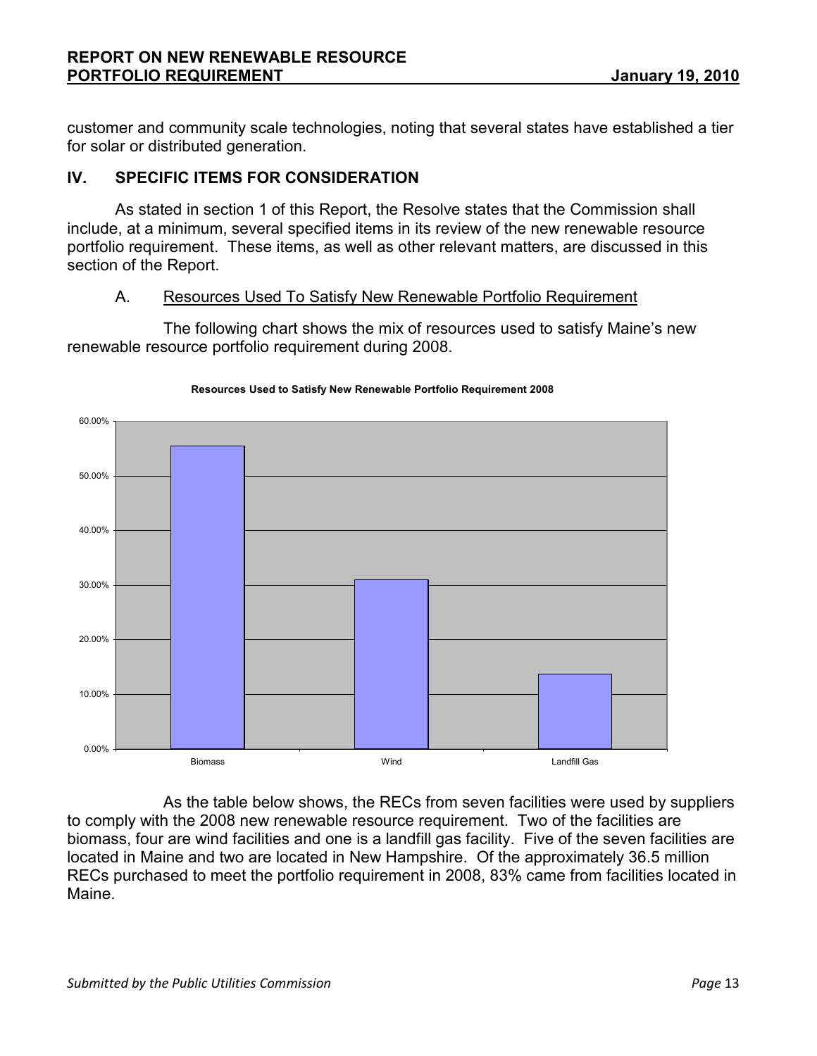customer and community scale technologies, noting that several states have established a tier for solar or distributed generation.

## IV. SPECIFIC ITEMS FOR CONSIDERATION

As stated in section 1 of this Report, the Resolve states that the Commission shall include, at a minimum, several specified items in its review of the new renewable resource portfolio requirement. These items, as well as other relevant matters, are discussed in this section of the Report.

### A. Resources Used To Satisfy New Renewable Portfolio Requirement

The following chart shows the mix of resources used to satisfy Maine's new renewable resource portfolio requirement during 2008.

**Resources Used to Satisfy New Renewable Portfolio Requirement 2008**

| Resource | Share (approx.) |
|---|---|
| Biomass | ~55.5% |
| Wind | ~31% |
| Landfill Gas | ~13.7% |

As the table below shows, the RECs from seven facilities were used by suppliers to comply with the 2008 new renewable resource requirement. Two of the facilities are biomass, four are wind facilities and one is a landfill gas facility. Five of the seven facilities are located in Maine and two are located in New Hampshire. Of the approximately 36.5 million RECs purchased to meet the portfolio requirement in 2008, 83% came from facilities located in Maine.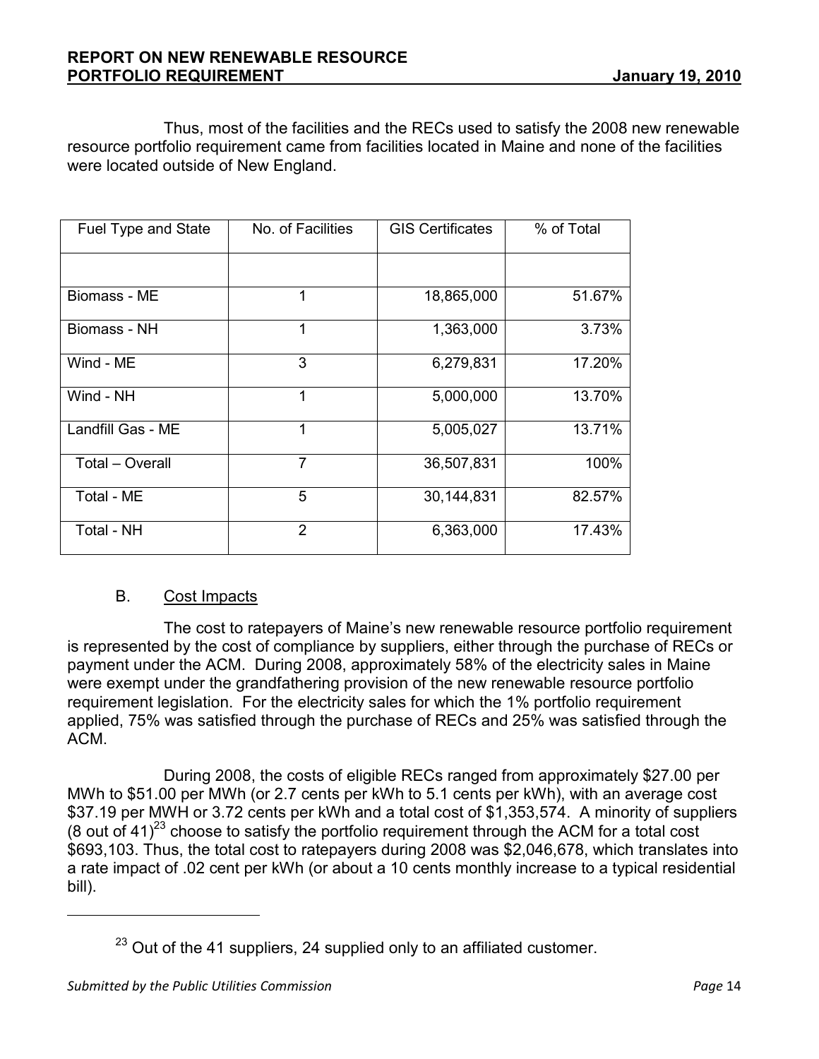Thus, most of the facilities and the RECs used to satisfy the 2008 new renewable resource portfolio requirement came from facilities located in Maine and none of the facilities were located outside of New England.

| Fuel Type and State | No. of Facilities | GIS Certificates | % of Total |
|---|---|---|---|
| | | | |
| Biomass - ME | 1 | 18,865,000 | 51.67% |
| Biomass - NH | 1 | 1,363,000 | 3.73% |
| Wind - ME | 3 | 6,279,831 | 17.20% |
| Wind - NH | 1 | 5,000,000 | 13.70% |
| Landfill Gas - ME | 1 | 5,005,027 | 13.71% |
| Total – Overall | 7 | 36,507,831 | 100% |
| Total - ME | 5 | 30,144,831 | 82.57% |
| Total - NH | 2 | 6,363,000 | 17.43% |

B. Cost Impacts

The cost to ratepayers of Maine's new renewable resource portfolio requirement is represented by the cost of compliance by suppliers, either through the purchase of RECs or payment under the ACM. During 2008, approximately 58% of the electricity sales in Maine were exempt under the grandfathering provision of the new renewable resource portfolio requirement legislation. For the electricity sales for which the 1% portfolio requirement applied, 75% was satisfied through the purchase of RECs and 25% was satisfied through the ACM.

During 2008, the costs of eligible RECs ranged from approximately $27.00 per MWh to $51.00 per MWh (or 2.7 cents per kWh to 5.1 cents per kWh), with an average cost $37.19 per MWH or 3.72 cents per kWh and a total cost of $1,353,574. A minority of suppliers (8 out of 41)[23] choose to satisfy the portfolio requirement through the ACM for a total cost $693,103. Thus, the total cost to ratepayers during 2008 was $2,046,678, which translates into a rate impact of .02 cent per kWh (or about a 10 cents monthly increase to a typical residential bill).

[23] Out of the 41 suppliers, 24 supplied only to an affiliated customer.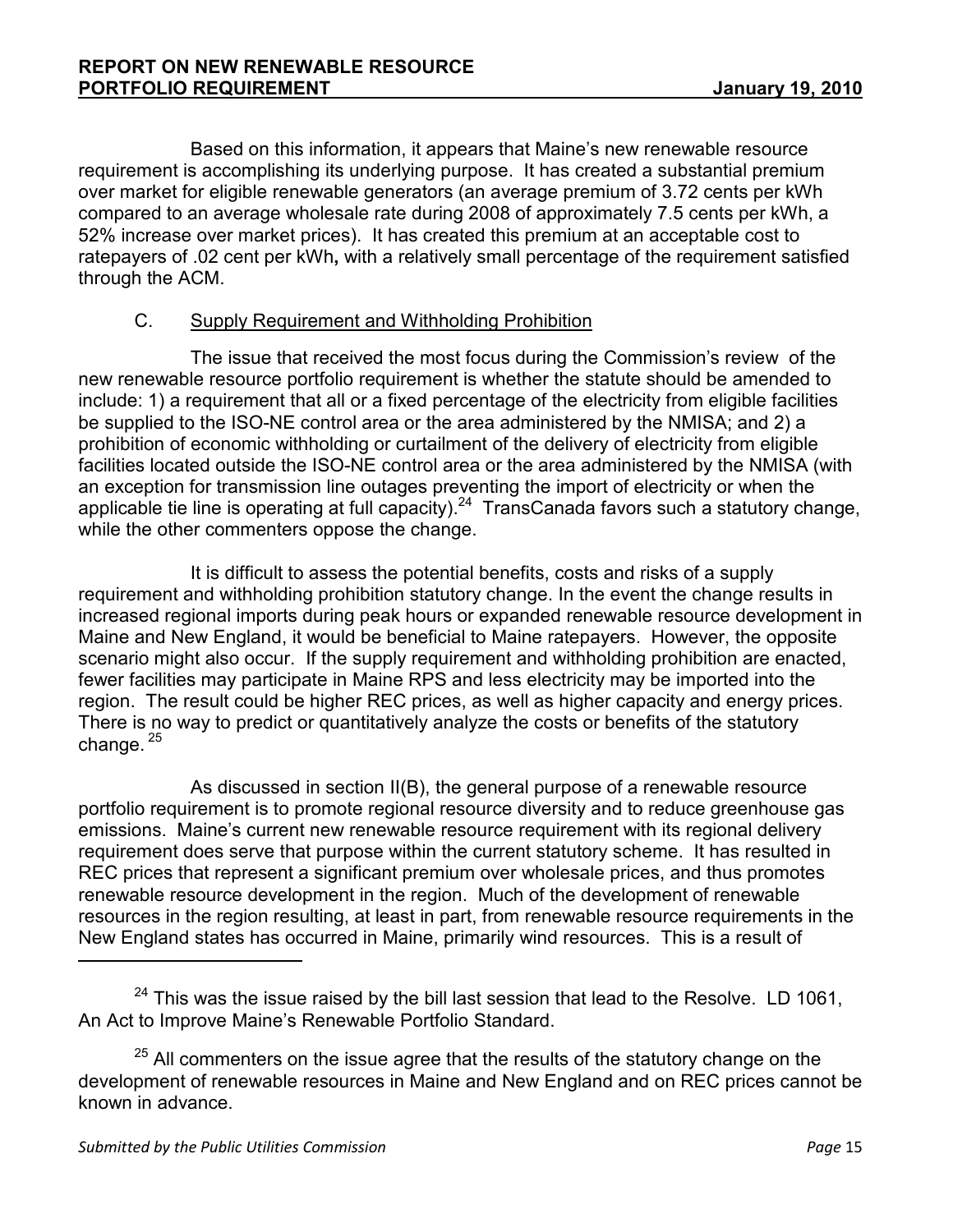Based on this information, it appears that Maine's new renewable resource requirement is accomplishing its underlying purpose. It has created a substantial premium over market for eligible renewable generators (an average premium of 3.72 cents per kWh compared to an average wholesale rate during 2008 of approximately 7.5 cents per kWh, a 52% increase over market prices). It has created this premium at an acceptable cost to ratepayers of .02 cent per kWh**,** with a relatively small percentage of the requirement satisfied through the ACM.

### C. Supply Requirement and Withholding Prohibition

The issue that received the most focus during the Commission's review of the new renewable resource portfolio requirement is whether the statute should be amended to include: 1) a requirement that all or a fixed percentage of the electricity from eligible facilities be supplied to the ISO-NE control area or the area administered by the NMISA; and 2) a prohibition of economic withholding or curtailment of the delivery of electricity from eligible facilities located outside the ISO-NE control area or the area administered by the NMISA (with an exception for transmission line outages preventing the import of electricity or when the applicable tie line is operating at full capacity).[24] TransCanada favors such a statutory change, while the other commenters oppose the change.

It is difficult to assess the potential benefits, costs and risks of a supply requirement and withholding prohibition statutory change. In the event the change results in increased regional imports during peak hours or expanded renewable resource development in Maine and New England, it would be beneficial to Maine ratepayers. However, the opposite scenario might also occur. If the supply requirement and withholding prohibition are enacted, fewer facilities may participate in Maine RPS and less electricity may be imported into the region. The result could be higher REC prices, as well as higher capacity and energy prices. There is no way to predict or quantitatively analyze the costs or benefits of the statutory change.[25]

As discussed in section II(B), the general purpose of a renewable resource portfolio requirement is to promote regional resource diversity and to reduce greenhouse gas emissions. Maine's current new renewable resource requirement with its regional delivery requirement does serve that purpose within the current statutory scheme. It has resulted in REC prices that represent a significant premium over wholesale prices, and thus promotes renewable resource development in the region. Much of the development of renewable resources in the region resulting, at least in part, from renewable resource requirements in the New England states has occurred in Maine, primarily wind resources. This is a result of

---

[24] This was the issue raised by the bill last session that lead to the Resolve. LD 1061, An Act to Improve Maine's Renewable Portfolio Standard.

[25] All commenters on the issue agree that the results of the statutory change on the development of renewable resources in Maine and New England and on REC prices cannot be known in advance.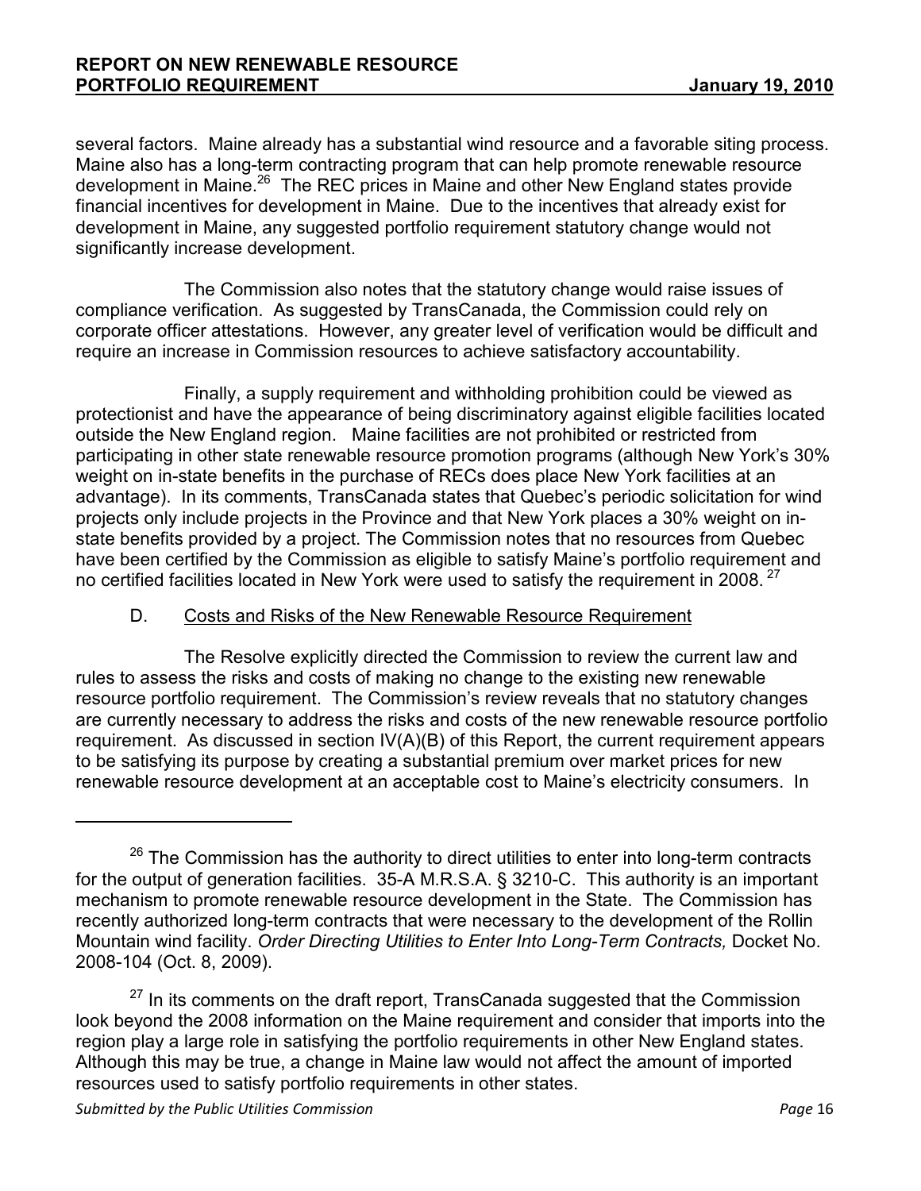several factors. Maine already has a substantial wind resource and a favorable siting process. Maine also has a long-term contracting program that can help promote renewable resource development in Maine.[26] The REC prices in Maine and other New England states provide financial incentives for development in Maine. Due to the incentives that already exist for development in Maine, any suggested portfolio requirement statutory change would not significantly increase development.

The Commission also notes that the statutory change would raise issues of compliance verification. As suggested by TransCanada, the Commission could rely on corporate officer attestations. However, any greater level of verification would be difficult and require an increase in Commission resources to achieve satisfactory accountability.

Finally, a supply requirement and withholding prohibition could be viewed as protectionist and have the appearance of being discriminatory against eligible facilities located outside the New England region. Maine facilities are not prohibited or restricted from participating in other state renewable resource promotion programs (although New York's 30% weight on in-state benefits in the purchase of RECs does place New York facilities at an advantage). In its comments, TransCanada states that Quebec's periodic solicitation for wind projects only include projects in the Province and that New York places a 30% weight on in-state benefits provided by a project. The Commission notes that no resources from Quebec have been certified by the Commission as eligible to satisfy Maine's portfolio requirement and no certified facilities located in New York were used to satisfy the requirement in 2008.[27]

### D. Costs and Risks of the New Renewable Resource Requirement

The Resolve explicitly directed the Commission to review the current law and rules to assess the risks and costs of making no change to the existing new renewable resource portfolio requirement. The Commission's review reveals that no statutory changes are currently necessary to address the risks and costs of the new renewable resource portfolio requirement. As discussed in section IV(A)(B) of this Report, the current requirement appears to be satisfying its purpose by creating a substantial premium over market prices for new renewable resource development at an acceptable cost to Maine's electricity consumers. In

---

[26] The Commission has the authority to direct utilities to enter into long-term contracts for the output of generation facilities. 35-A M.R.S.A. § 3210-C. This authority is an important mechanism to promote renewable resource development in the State. The Commission has recently authorized long-term contracts that were necessary to the development of the Rollin Mountain wind facility. *Order Directing Utilities to Enter Into Long-Term Contracts,* Docket No. 2008-104 (Oct. 8, 2009).

[27] In its comments on the draft report, TransCanada suggested that the Commission look beyond the 2008 information on the Maine requirement and consider that imports into the region play a large role in satisfying the portfolio requirements in other New England states. Although this may be true, a change in Maine law would not affect the amount of imported resources used to satisfy portfolio requirements in other states.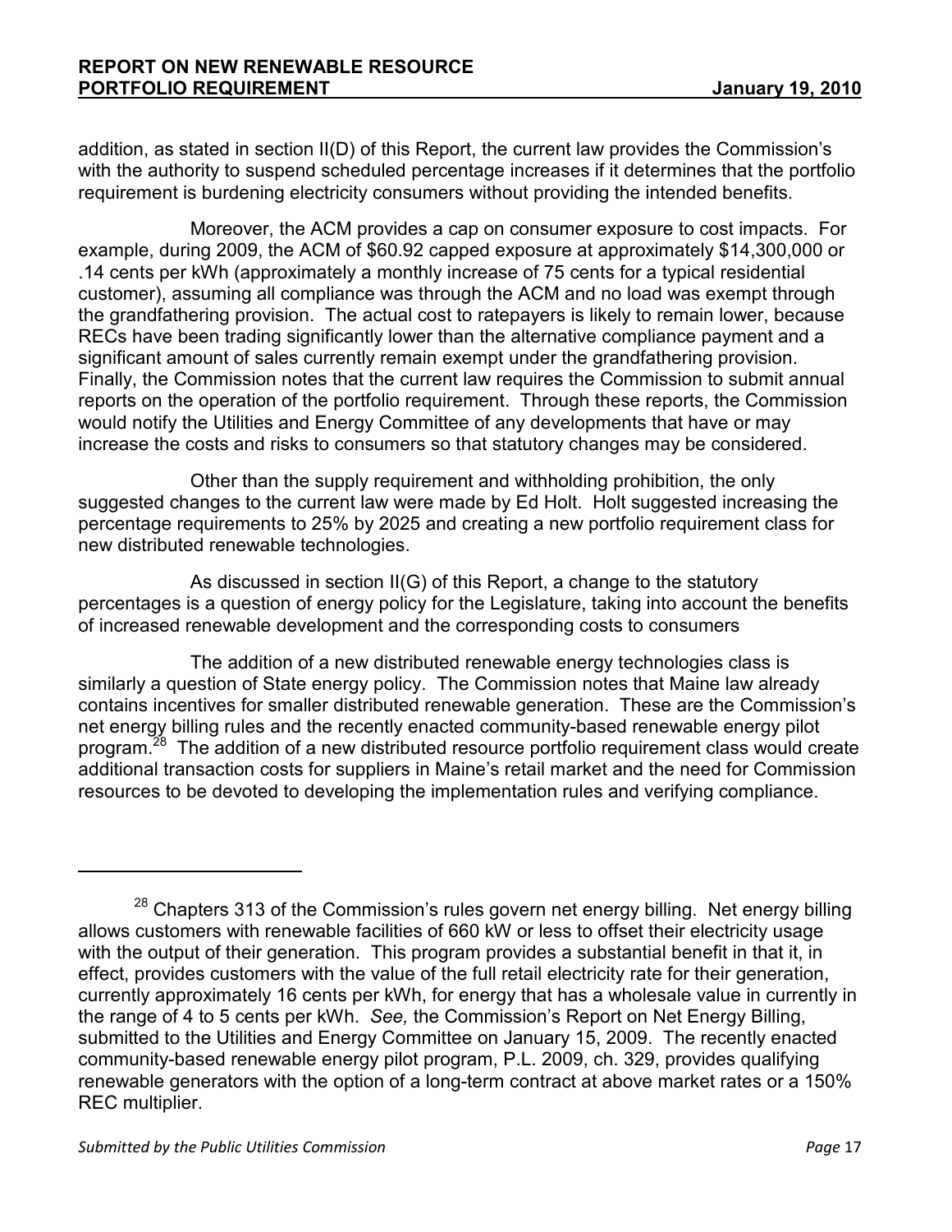addition, as stated in section II(D) of this Report, the current law provides the Commission's with the authority to suspend scheduled percentage increases if it determines that the portfolio requirement is burdening electricity consumers without providing the intended benefits.

Moreover, the ACM provides a cap on consumer exposure to cost impacts. For example, during 2009, the ACM of $60.92 capped exposure at approximately $14,300,000 or .14 cents per kWh (approximately a monthly increase of 75 cents for a typical residential customer), assuming all compliance was through the ACM and no load was exempt through the grandfathering provision. The actual cost to ratepayers is likely to remain lower, because RECs have been trading significantly lower than the alternative compliance payment and a significant amount of sales currently remain exempt under the grandfathering provision. Finally, the Commission notes that the current law requires the Commission to submit annual reports on the operation of the portfolio requirement. Through these reports, the Commission would notify the Utilities and Energy Committee of any developments that have or may increase the costs and risks to consumers so that statutory changes may be considered.

Other than the supply requirement and withholding prohibition, the only suggested changes to the current law were made by Ed Holt. Holt suggested increasing the percentage requirements to 25% by 2025 and creating a new portfolio requirement class for new distributed renewable technologies.

As discussed in section II(G) of this Report, a change to the statutory percentages is a question of energy policy for the Legislature, taking into account the benefits of increased renewable development and the corresponding costs to consumers

The addition of a new distributed renewable energy technologies class is similarly a question of State energy policy. The Commission notes that Maine law already contains incentives for smaller distributed renewable generation. These are the Commission's net energy billing rules and the recently enacted community-based renewable energy pilot program.[28] The addition of a new distributed resource portfolio requirement class would create additional transaction costs for suppliers in Maine's retail market and the need for Commission resources to be devoted to developing the implementation rules and verifying compliance.

---

[28] Chapters 313 of the Commission's rules govern net energy billing. Net energy billing allows customers with renewable facilities of 660 kW or less to offset their electricity usage with the output of their generation. This program provides a substantial benefit in that it, in effect, provides customers with the value of the full retail electricity rate for their generation, currently approximately 16 cents per kWh, for energy that has a wholesale value in currently in the range of 4 to 5 cents per kWh. *See,* the Commission's Report on Net Energy Billing, submitted to the Utilities and Energy Committee on January 15, 2009. The recently enacted community-based renewable energy pilot program, P.L. 2009, ch. 329, provides qualifying renewable generators with the option of a long-term contract at above market rates or a 150% REC multiplier.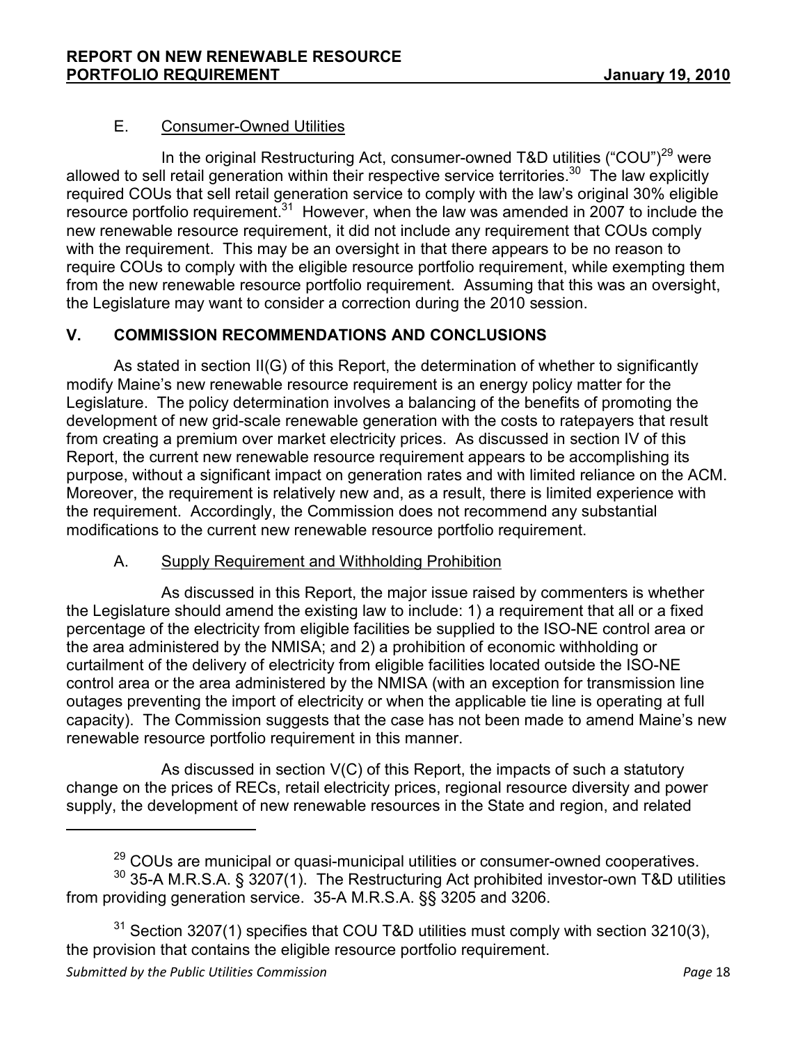### E. Consumer-Owned Utilities

In the original Restructuring Act, consumer-owned T&D utilities ("COU")[29] were allowed to sell retail generation within their respective service territories.[30] The law explicitly required COUs that sell retail generation service to comply with the law's original 30% eligible resource portfolio requirement.[31] However, when the law was amended in 2007 to include the new renewable resource requirement, it did not include any requirement that COUs comply with the requirement. This may be an oversight in that there appears to be no reason to require COUs to comply with the eligible resource portfolio requirement, while exempting them from the new renewable resource portfolio requirement. Assuming that this was an oversight, the Legislature may want to consider a correction during the 2010 session.

## V. COMMISSION RECOMMENDATIONS AND CONCLUSIONS

As stated in section II(G) of this Report, the determination of whether to significantly modify Maine's new renewable resource requirement is an energy policy matter for the Legislature. The policy determination involves a balancing of the benefits of promoting the development of new grid-scale renewable generation with the costs to ratepayers that result from creating a premium over market electricity prices. As discussed in section IV of this Report, the current new renewable resource requirement appears to be accomplishing its purpose, without a significant impact on generation rates and with limited reliance on the ACM. Moreover, the requirement is relatively new and, as a result, there is limited experience with the requirement. Accordingly, the Commission does not recommend any substantial modifications to the current new renewable resource portfolio requirement.

### A. Supply Requirement and Withholding Prohibition

As discussed in this Report, the major issue raised by commenters is whether the Legislature should amend the existing law to include: 1) a requirement that all or a fixed percentage of the electricity from eligible facilities be supplied to the ISO-NE control area or the area administered by the NMISA; and 2) a prohibition of economic withholding or curtailment of the delivery of electricity from eligible facilities located outside the ISO-NE control area or the area administered by the NMISA (with an exception for transmission line outages preventing the import of electricity or when the applicable tie line is operating at full capacity). The Commission suggests that the case has not been made to amend Maine's new renewable resource portfolio requirement in this manner.

As discussed in section V(C) of this Report, the impacts of such a statutory change on the prices of RECs, retail electricity prices, regional resource diversity and power supply, the development of new renewable resources in the State and region, and related

---

[29] COUs are municipal or quasi-municipal utilities or consumer-owned cooperatives.

[30] 35-A M.R.S.A. § 3207(1). The Restructuring Act prohibited investor-own T&D utilities from providing generation service. 35-A M.R.S.A. §§ 3205 and 3206.

[31] Section 3207(1) specifies that COU T&D utilities must comply with section 3210(3), the provision that contains the eligible resource portfolio requirement.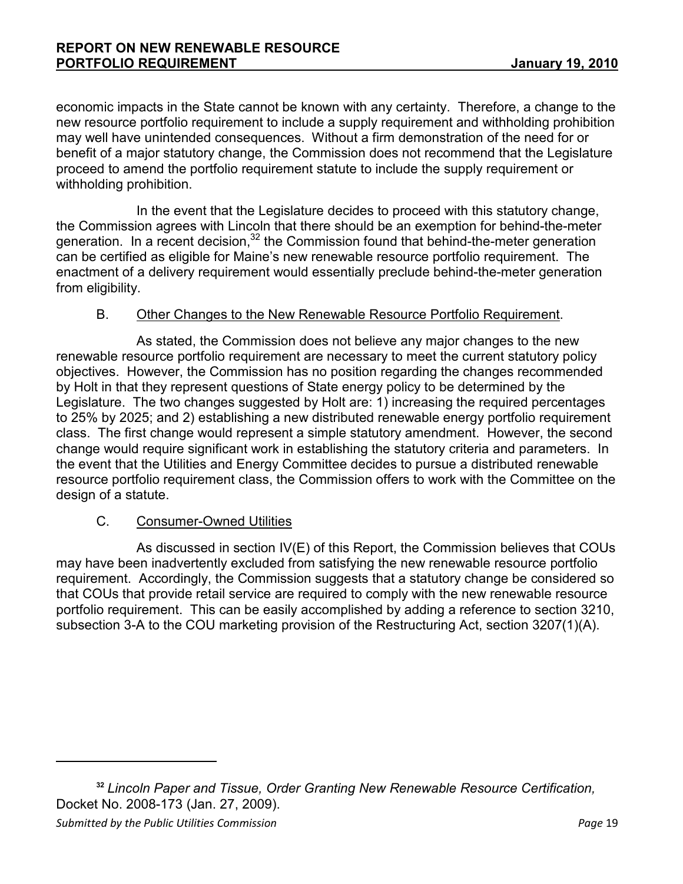economic impacts in the State cannot be known with any certainty. Therefore, a change to the new resource portfolio requirement to include a supply requirement and withholding prohibition may well have unintended consequences. Without a firm demonstration of the need for or benefit of a major statutory change, the Commission does not recommend that the Legislature proceed to amend the portfolio requirement statute to include the supply requirement or withholding prohibition.

In the event that the Legislature decides to proceed with this statutory change, the Commission agrees with Lincoln that there should be an exemption for behind-the-meter generation. In a recent decision,[32] the Commission found that behind-the-meter generation can be certified as eligible for Maine's new renewable resource portfolio requirement. The enactment of a delivery requirement would essentially preclude behind-the-meter generation from eligibility.

B. Other Changes to the New Renewable Resource Portfolio Requirement.

As stated, the Commission does not believe any major changes to the new renewable resource portfolio requirement are necessary to meet the current statutory policy objectives. However, the Commission has no position regarding the changes recommended by Holt in that they represent questions of State energy policy to be determined by the Legislature. The two changes suggested by Holt are: 1) increasing the required percentages to 25% by 2025; and 2) establishing a new distributed renewable energy portfolio requirement class. The first change would represent a simple statutory amendment. However, the second change would require significant work in establishing the statutory criteria and parameters. In the event that the Utilities and Energy Committee decides to pursue a distributed renewable resource portfolio requirement class, the Commission offers to work with the Committee on the design of a statute.

C. Consumer-Owned Utilities

As discussed in section IV(E) of this Report, the Commission believes that COUs may have been inadvertently excluded from satisfying the new renewable resource portfolio requirement. Accordingly, the Commission suggests that a statutory change be considered so that COUs that provide retail service are required to comply with the new renewable resource portfolio requirement. This can be easily accomplished by adding a reference to section 3210, subsection 3-A to the COU marketing provision of the Restructuring Act, section 3207(1)(A).

[32] *Lincoln Paper and Tissue, Order Granting New Renewable Resource Certification,* Docket No. 2008-173 (Jan. 27, 2009).